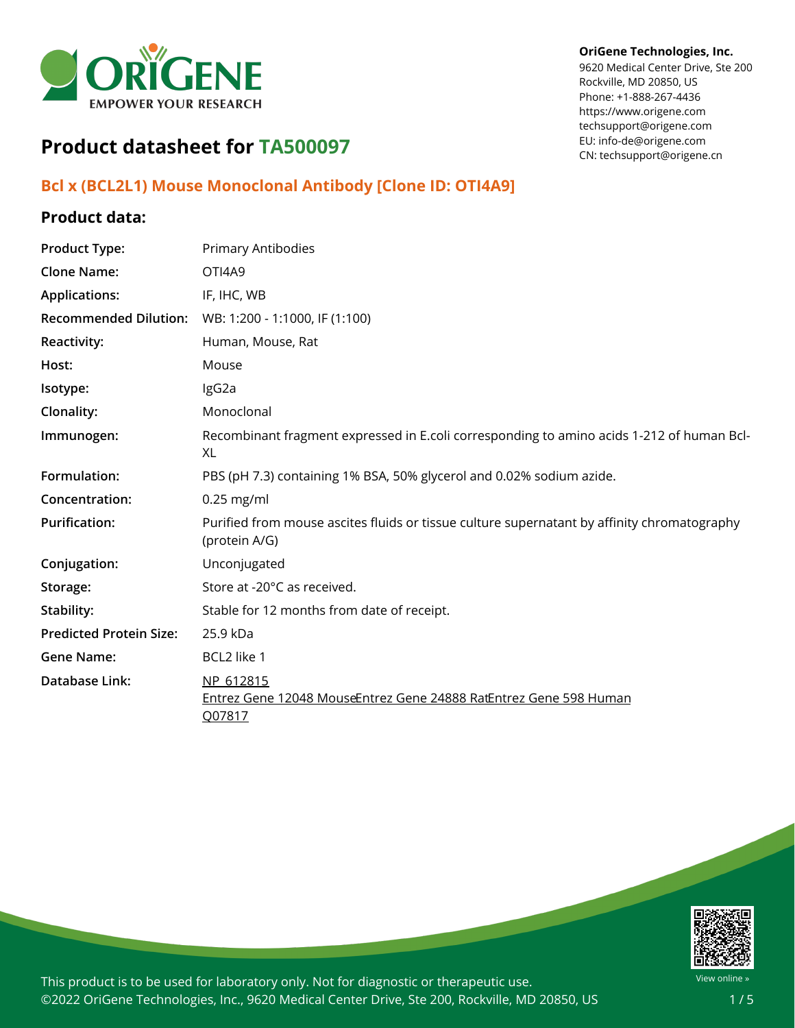**OriGene Technologies, Inc.**
9620 Medical Center Drive, Ste 200
Rockville, MD 20850, US
Phone: +1-888-267-4436
https://www.origene.com
techsupport@origene.com
EU: info-de@origene.com
CN: techsupport@origene.cn

# Product datasheet for TA500097

## Bcl x (BCL2L1) Mouse Monoclonal Antibody [Clone ID: OTI4A9]

### Product data:

| | |
|---|---|
| **Product Type:** | Primary Antibodies |
| **Clone Name:** | OTI4A9 |
| **Applications:** | IF, IHC, WB |
| **Recommended Dilution:** | WB: 1:200 - 1:1000, IF (1:100) |
| **Reactivity:** | Human, Mouse, Rat |
| **Host:** | Mouse |
| **Isotype:** | IgG2a |
| **Clonality:** | Monoclonal |
| **Immunogen:** | Recombinant fragment expressed in E.coli corresponding to amino acids 1-212 of human Bcl-XL |
| **Formulation:** | PBS (pH 7.3) containing 1% BSA, 50% glycerol and 0.02% sodium azide. |
| **Concentration:** | 0.25 mg/ml |
| **Purification:** | Purified from mouse ascites fluids or tissue culture supernatant by affinity chromatography (protein A/G) |
| **Conjugation:** | Unconjugated |
| **Storage:** | Store at -20°C as received. |
| **Stability:** | Stable for 12 months from date of receipt. |
| **Predicted Protein Size:** | 25.9 kDa |
| **Gene Name:** | BCL2 like 1 |
| **Database Link:** | NP_612815<br>Entrez Gene 12048 MouseEntrez Gene 24888 RatEntrez Gene 598 Human<br>Q07817 |

This product is to be used for laboratory only. Not for diagnostic or therapeutic use.
©2022 OriGene Technologies, Inc., 9620 Medical Center Drive, Ste 200, Rockville, MD 20850, US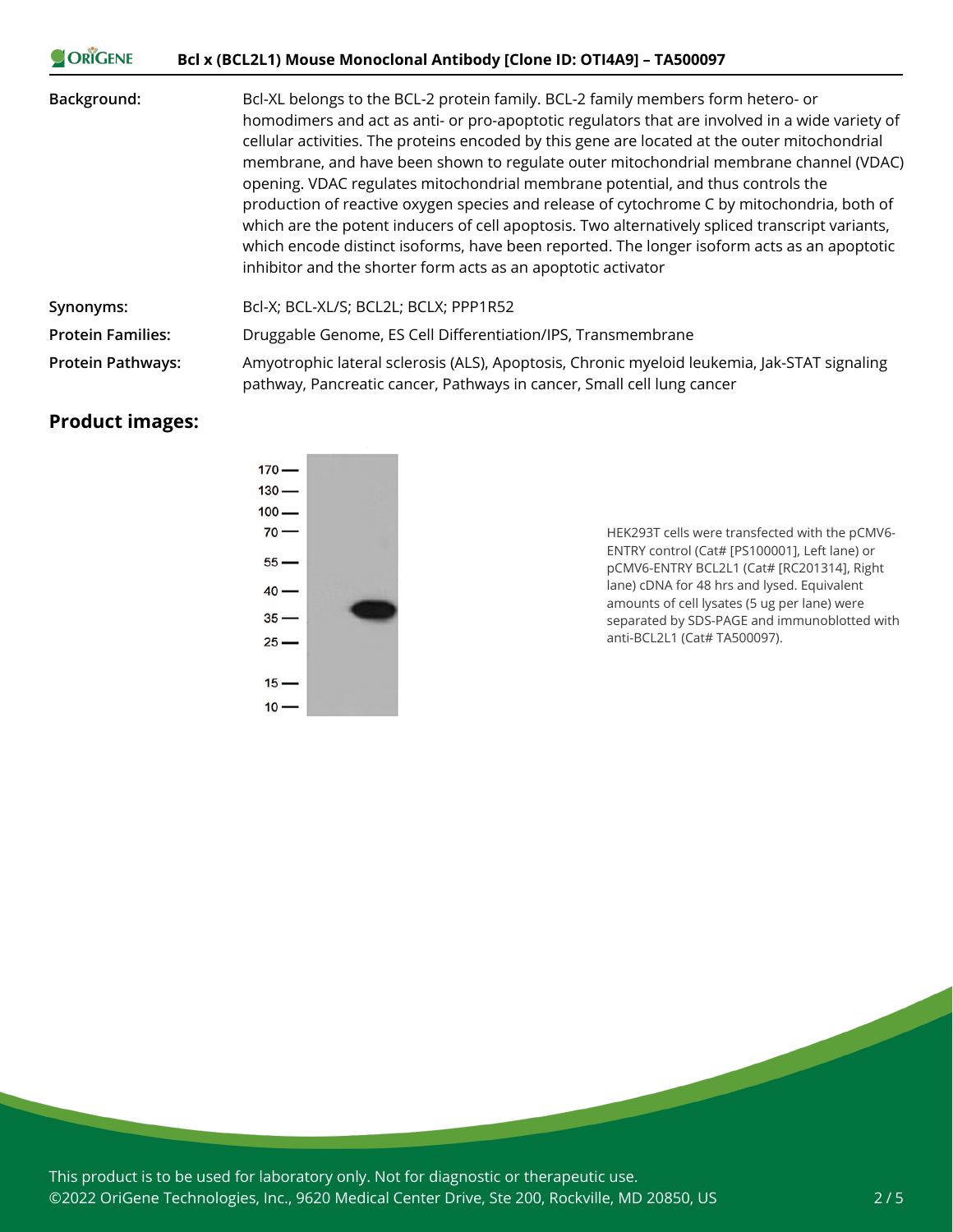**Background:** Bcl-XL belongs to the BCL-2 protein family. BCL-2 family members form hetero- or homodimers and act as anti- or pro-apoptotic regulators that are involved in a wide variety of cellular activities. The proteins encoded by this gene are located at the outer mitochondrial membrane, and have been shown to regulate outer mitochondrial membrane channel (VDAC) opening. VDAC regulates mitochondrial membrane potential, and thus controls the production of reactive oxygen species and release of cytochrome C by mitochondria, both of which are the potent inducers of cell apoptosis. Two alternatively spliced transcript variants, which encode distinct isoforms, have been reported. The longer isoform acts as an apoptotic inhibitor and the shorter form acts as an apoptotic activator

**Synonyms:** Bcl-X; BCL-XL/S; BCL2L; BCLX; PPP1R52

**Protein Families:** Druggable Genome, ES Cell Differentiation/IPS, Transmembrane

**Protein Pathways:** Amyotrophic lateral sclerosis (ALS), Apoptosis, Chronic myeloid leukemia, Jak-STAT signaling pathway, Pancreatic cancer, Pathways in cancer, Small cell lung cancer

## Product images:

HEK293T cells were transfected with the pCMV6-ENTRY control (Cat# [PS100001], Left lane) or pCMV6-ENTRY BCL2L1 (Cat# [RC201314], Right lane) cDNA for 48 hrs and lysed. Equivalent amounts of cell lysates (5 ug per lane) were separated by SDS-PAGE and immunoblotted with anti-BCL2L1 (Cat# TA500097).

This product is to be used for laboratory only. Not for diagnostic or therapeutic use.
©2022 OriGene Technologies, Inc., 9620 Medical Center Drive, Ste 200, Rockville, MD 20850, US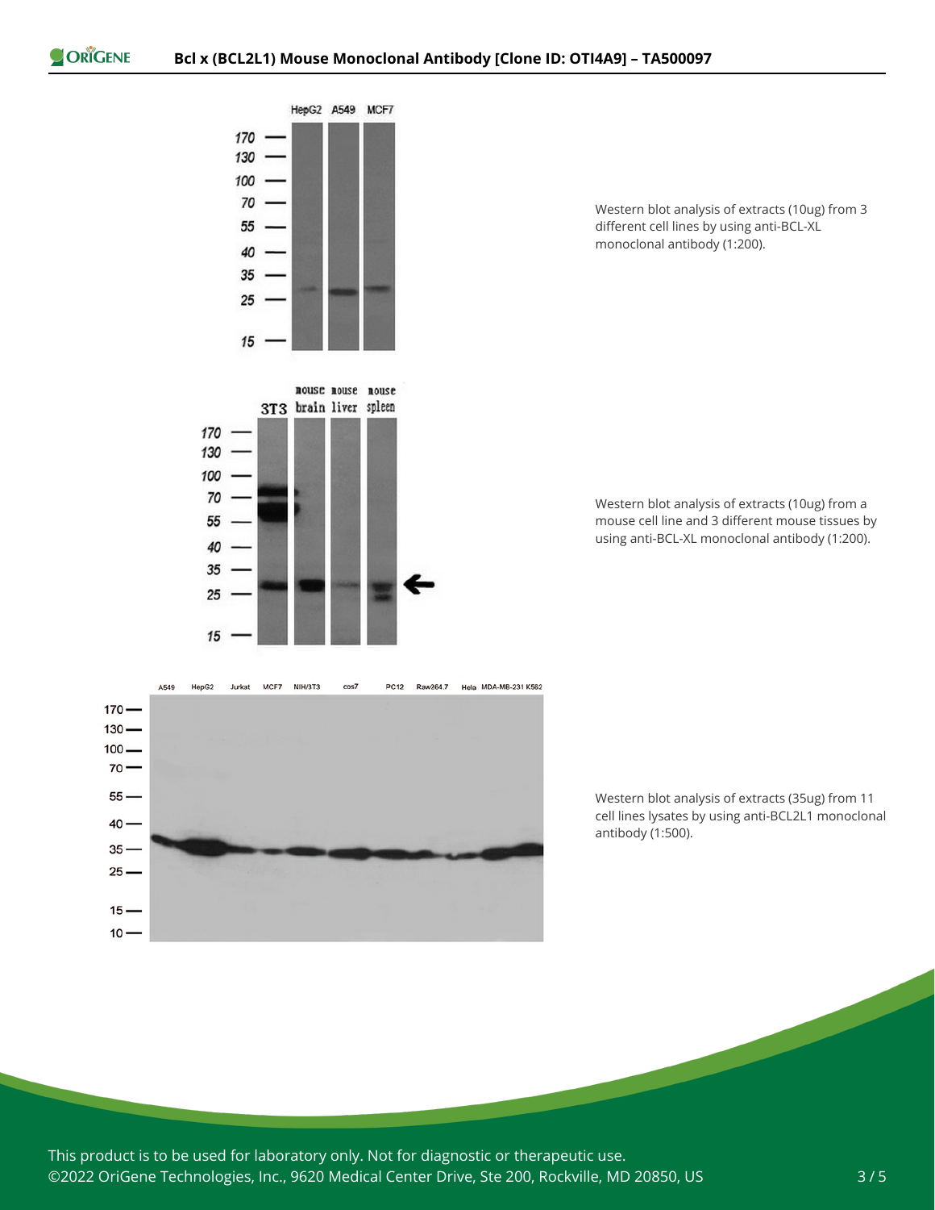Western blot analysis of extracts (10ug) from 3 different cell lines by using anti-BCL-XL monoclonal antibody (1:200).

Western blot analysis of extracts (10ug) from a mouse cell line and 3 different mouse tissues by using anti-BCL-XL monoclonal antibody (1:200).

Western blot analysis of extracts (35ug) from 11 cell lines lysates by using anti-BCL2L1 monoclonal antibody (1:500).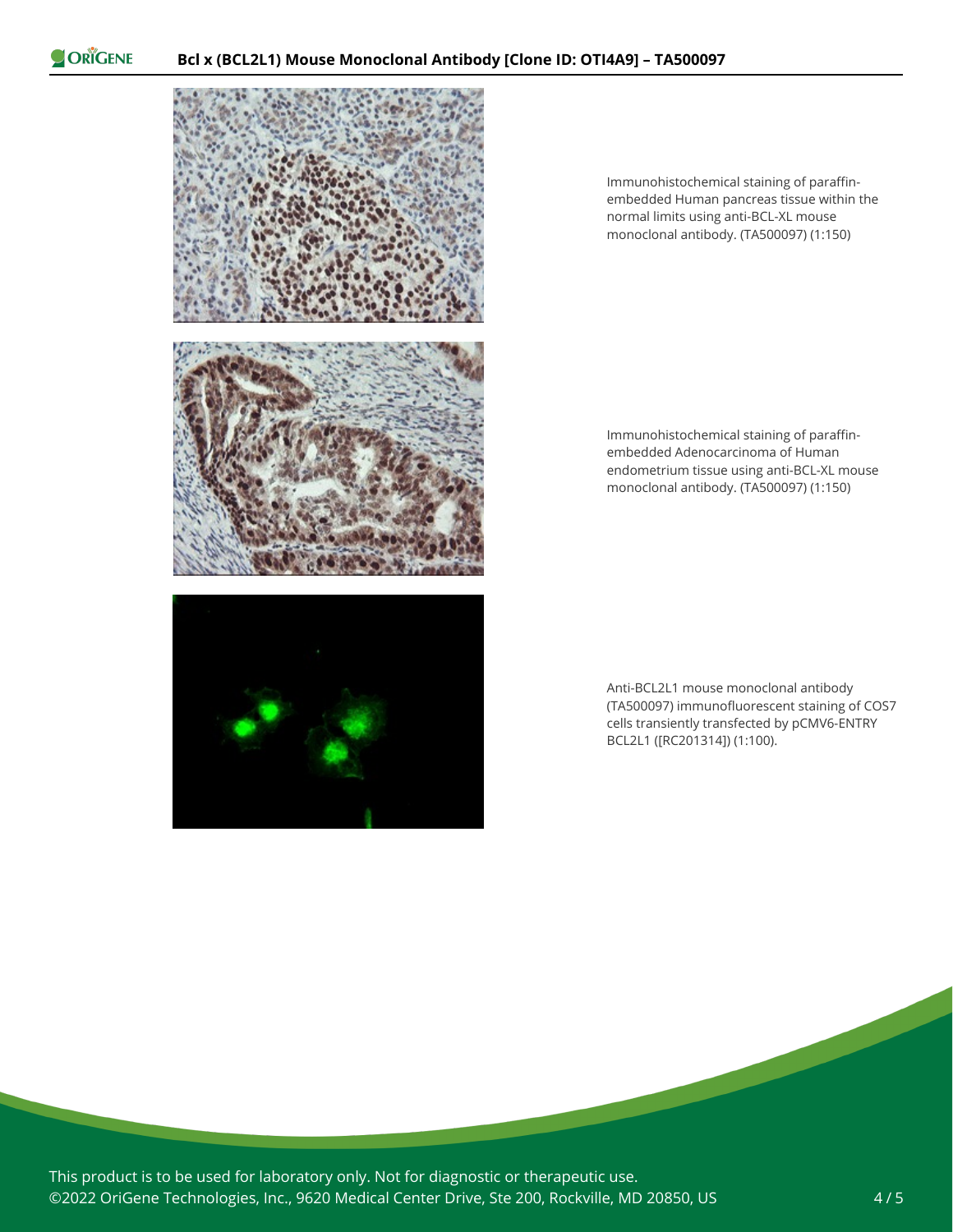Immunohistochemical staining of paraffin-embedded Human pancreas tissue within the normal limits using anti-BCL-XL mouse monoclonal antibody. (TA500097) (1:150)

Immunohistochemical staining of paraffin-embedded Adenocarcinoma of Human endometrium tissue using anti-BCL-XL mouse monoclonal antibody. (TA500097) (1:150)

Anti-BCL2L1 mouse monoclonal antibody (TA500097) immunofluorescent staining of COS7 cells transiently transfected by pCMV6-ENTRY BCL2L1 ([RC201314]) (1:100).

This product is to be used for laboratory only. Not for diagnostic or therapeutic use.
©2022 OriGene Technologies, Inc., 9620 Medical Center Drive, Ste 200, Rockville, MD 20850, US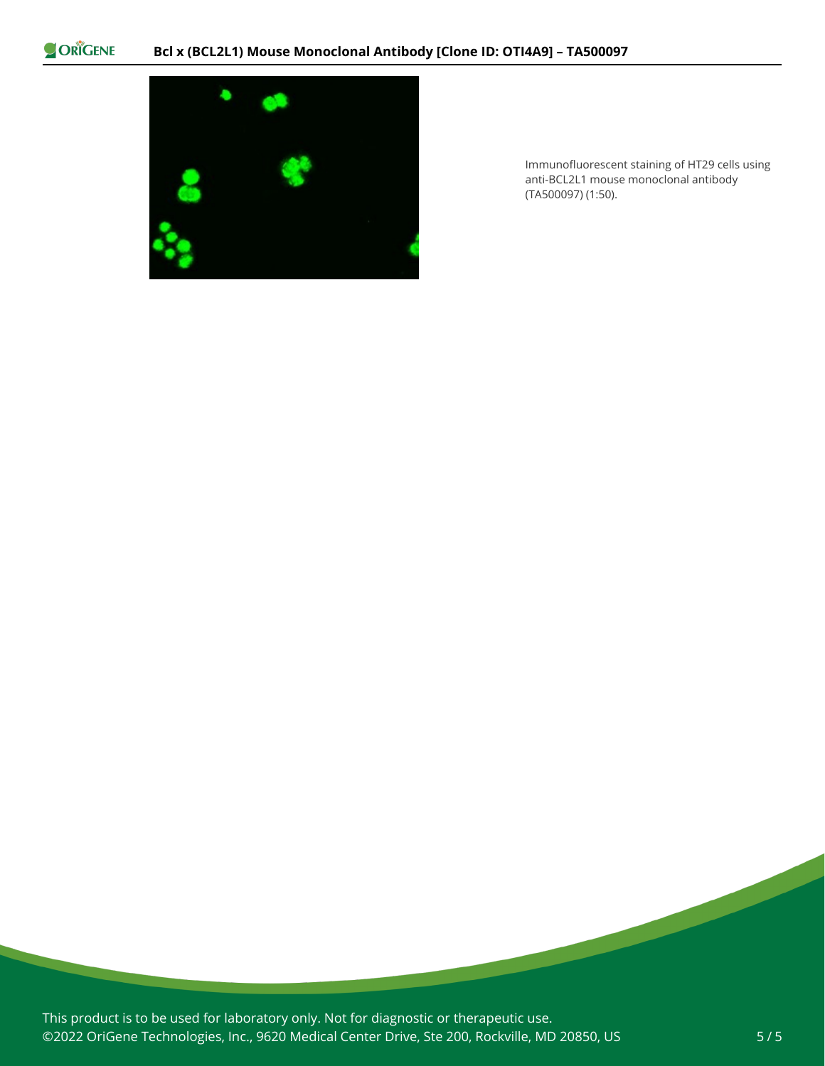Immunofluorescent staining of HT29 cells using anti-BCL2L1 mouse monoclonal antibody (TA500097) (1:50).